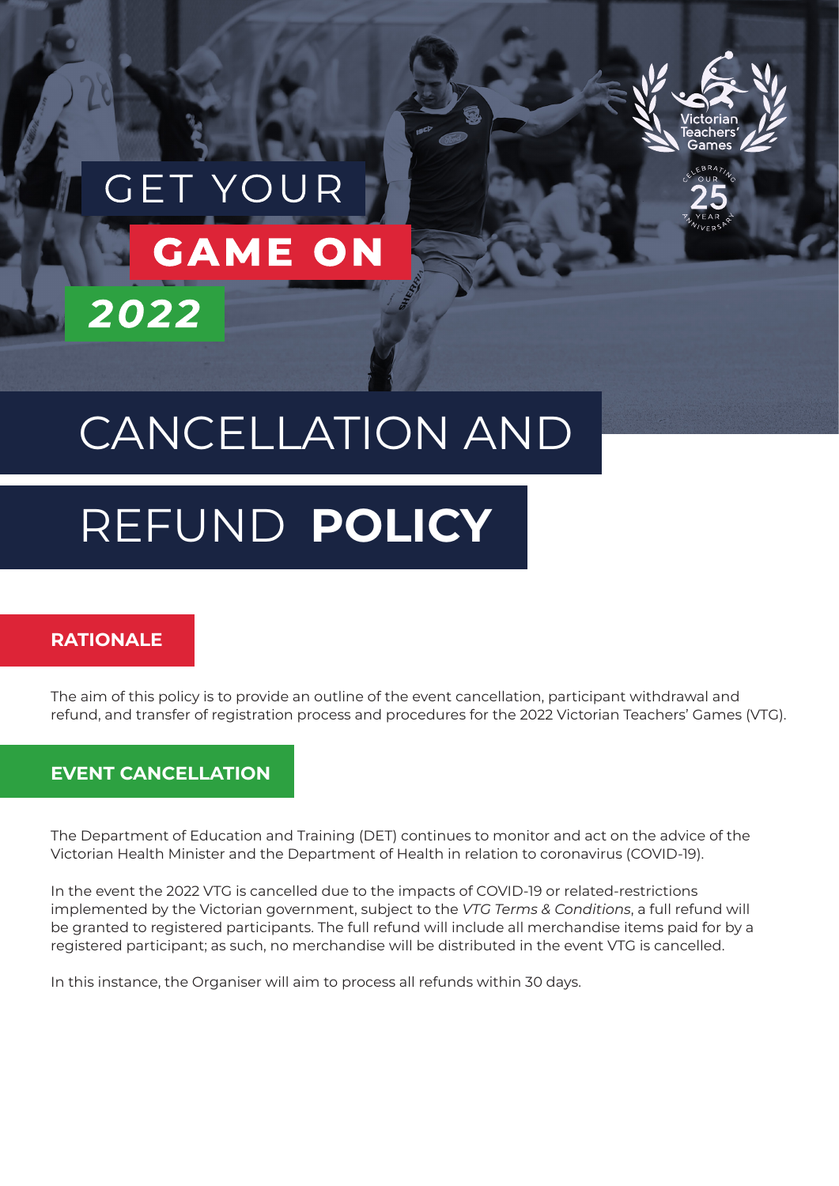GET YOUR

**GAME ON**

***2022***

Victorian Teachers' Games

Celebrating our 25 year anniversary

# CANCELLATION AND REFUND **POLICY**

## RATIONALE

The aim of this policy is to provide an outline of the event cancellation, participant withdrawal and refund, and transfer of registration process and procedures for the 2022 Victorian Teachers' Games (VTG).

## EVENT CANCELLATION

The Department of Education and Training (DET) continues to monitor and act on the advice of the Victorian Health Minister and the Department of Health in relation to coronavirus (COVID-19).

In the event the 2022 VTG is cancelled due to the impacts of COVID-19 or related-restrictions implemented by the Victorian government, subject to the *VTG Terms & Conditions*, a full refund will be granted to registered participants. The full refund will include all merchandise items paid for by a registered participant; as such, no merchandise will be distributed in the event VTG is cancelled.

In this instance, the Organiser will aim to process all refunds within 30 days.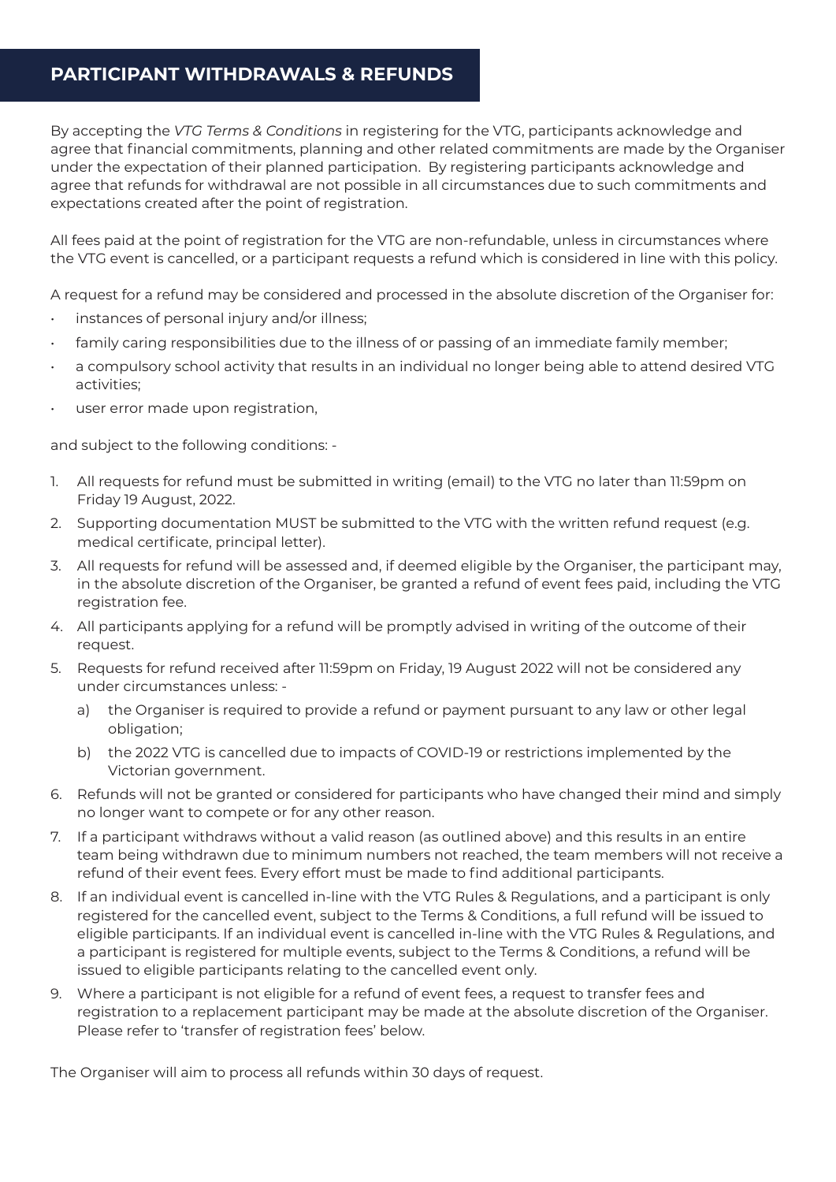## PARTICIPANT WITHDRAWALS & REFUNDS

By accepting the *VTG Terms & Conditions* in registering for the VTG, participants acknowledge and agree that financial commitments, planning and other related commitments are made by the Organiser under the expectation of their planned participation. By registering participants acknowledge and agree that refunds for withdrawal are not possible in all circumstances due to such commitments and expectations created after the point of registration.

All fees paid at the point of registration for the VTG are non-refundable, unless in circumstances where the VTG event is cancelled, or a participant requests a refund which is considered in line with this policy.

A request for a refund may be considered and processed in the absolute discretion of the Organiser for:

- instances of personal injury and/or illness;
- family caring responsibilities due to the illness of or passing of an immediate family member;
- a compulsory school activity that results in an individual no longer being able to attend desired VTG activities;
- user error made upon registration,

and subject to the following conditions: -

1. All requests for refund must be submitted in writing (email) to the VTG no later than 11:59pm on Friday 19 August, 2022.
2. Supporting documentation MUST be submitted to the VTG with the written refund request (e.g. medical certificate, principal letter).
3. All requests for refund will be assessed and, if deemed eligible by the Organiser, the participant may, in the absolute discretion of the Organiser, be granted a refund of event fees paid, including the VTG registration fee.
4. All participants applying for a refund will be promptly advised in writing of the outcome of their request.
5. Requests for refund received after 11:59pm on Friday, 19 August 2022 will not be considered any under circumstances unless: -
   a) the Organiser is required to provide a refund or payment pursuant to any law or other legal obligation;
   b) the 2022 VTG is cancelled due to impacts of COVID-19 or restrictions implemented by the Victorian government.
6. Refunds will not be granted or considered for participants who have changed their mind and simply no longer want to compete or for any other reason.
7. If a participant withdraws without a valid reason (as outlined above) and this results in an entire team being withdrawn due to minimum numbers not reached, the team members will not receive a refund of their event fees. Every effort must be made to find additional participants.
8. If an individual event is cancelled in-line with the VTG Rules & Regulations, and a participant is only registered for the cancelled event, subject to the Terms & Conditions, a full refund will be issued to eligible participants. If an individual event is cancelled in-line with the VTG Rules & Regulations, and a participant is registered for multiple events, subject to the Terms & Conditions, a refund will be issued to eligible participants relating to the cancelled event only.
9. Where a participant is not eligible for a refund of event fees, a request to transfer fees and registration to a replacement participant may be made at the absolute discretion of the Organiser. Please refer to 'transfer of registration fees' below.

The Organiser will aim to process all refunds within 30 days of request.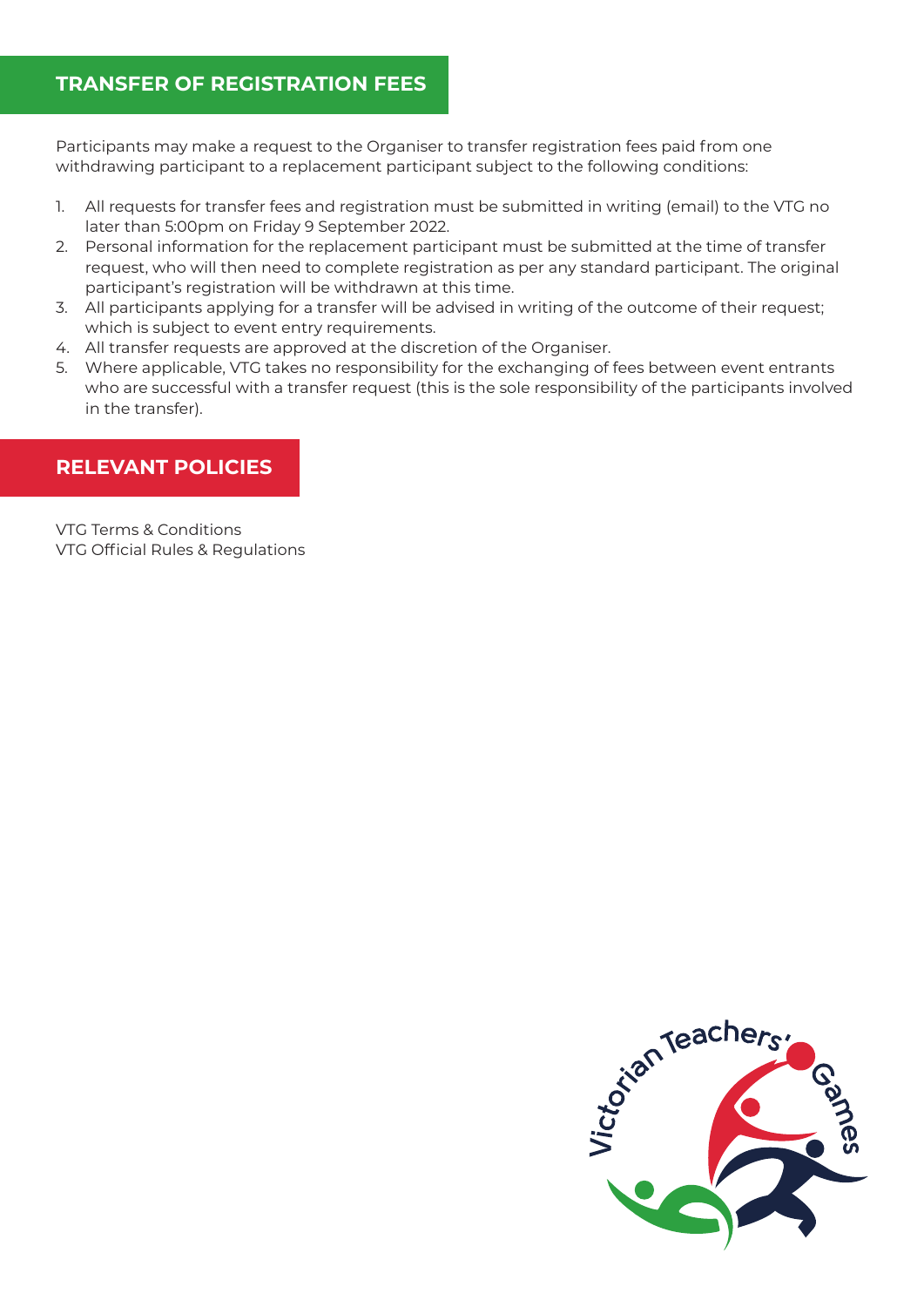## TRANSFER OF REGISTRATION FEES

Participants may make a request to the Organiser to transfer registration fees paid from one withdrawing participant to a replacement participant subject to the following conditions:

1. All requests for transfer fees and registration must be submitted in writing (email) to the VTG no later than 5:00pm on Friday 9 September 2022.
2. Personal information for the replacement participant must be submitted at the time of transfer request, who will then need to complete registration as per any standard participant. The original participant's registration will be withdrawn at this time.
3. All participants applying for a transfer will be advised in writing of the outcome of their request; which is subject to event entry requirements.
4. All transfer requests are approved at the discretion of the Organiser.
5. Where applicable, VTG takes no responsibility for the exchanging of fees between event entrants who are successful with a transfer request (this is the sole responsibility of the participants involved in the transfer).

## RELEVANT POLICIES

VTG Terms & Conditions
VTG Official Rules & Regulations